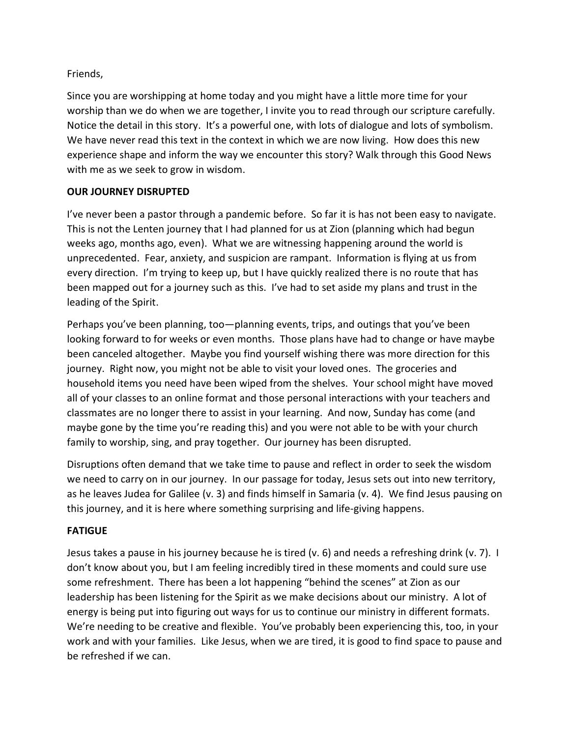Friends,

Since you are worshipping at home today and you might have a little more time for your worship than we do when we are together, I invite you to read through our scripture carefully. Notice the detail in this story. It's a powerful one, with lots of dialogue and lots of symbolism. We have never read this text in the context in which we are now living. How does this new experience shape and inform the way we encounter this story? Walk through this Good News with me as we seek to grow in wisdom.

**OUR JOURNEY DISRUPTED**

I've never been a pastor through a pandemic before. So far it is has not been easy to navigate. This is not the Lenten journey that I had planned for us at Zion (planning which had begun weeks ago, months ago, even). What we are witnessing happening around the world is unprecedented. Fear, anxiety, and suspicion are rampant. Information is flying at us from every direction. I'm trying to keep up, but I have quickly realized there is no route that has been mapped out for a journey such as this. I've had to set aside my plans and trust in the leading of the Spirit.

Perhaps you've been planning, too—planning events, trips, and outings that you've been looking forward to for weeks or even months. Those plans have had to change or have maybe been canceled altogether. Maybe you find yourself wishing there was more direction for this journey. Right now, you might not be able to visit your loved ones. The groceries and household items you need have been wiped from the shelves. Your school might have moved all of your classes to an online format and those personal interactions with your teachers and classmates are no longer there to assist in your learning. And now, Sunday has come (and maybe gone by the time you're reading this) and you were not able to be with your church family to worship, sing, and pray together. Our journey has been disrupted.

Disruptions often demand that we take time to pause and reflect in order to seek the wisdom we need to carry on in our journey. In our passage for today, Jesus sets out into new territory, as he leaves Judea for Galilee (v. 3) and finds himself in Samaria (v. 4). We find Jesus pausing on this journey, and it is here where something surprising and life-giving happens.

**FATIGUE**

Jesus takes a pause in his journey because he is tired (v. 6) and needs a refreshing drink (v. 7). I don't know about you, but I am feeling incredibly tired in these moments and could sure use some refreshment. There has been a lot happening "behind the scenes" at Zion as our leadership has been listening for the Spirit as we make decisions about our ministry. A lot of energy is being put into figuring out ways for us to continue our ministry in different formats. We're needing to be creative and flexible. You've probably been experiencing this, too, in your work and with your families. Like Jesus, when we are tired, it is good to find space to pause and be refreshed if we can.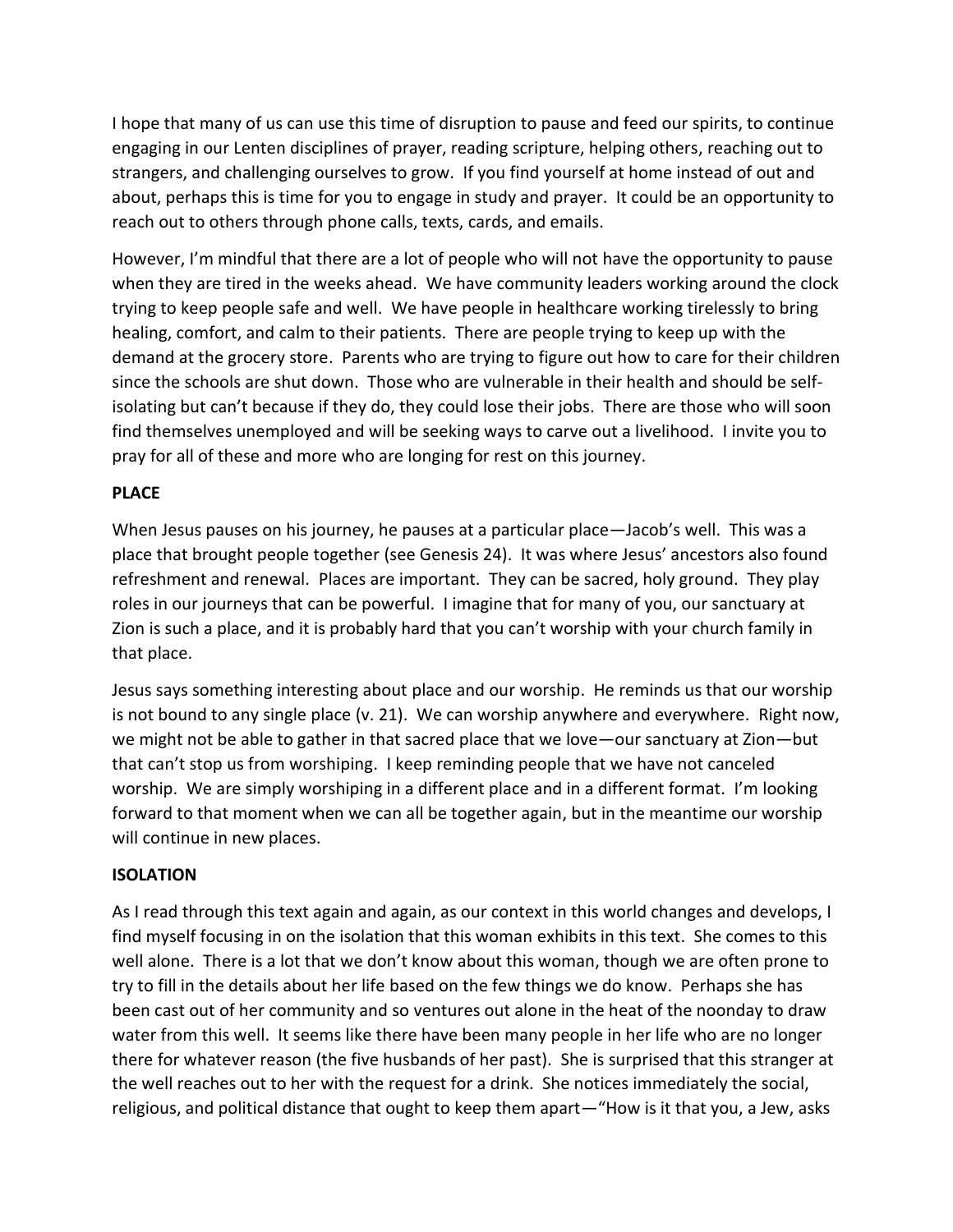I hope that many of us can use this time of disruption to pause and feed our spirits, to continue engaging in our Lenten disciplines of prayer, reading scripture, helping others, reaching out to strangers, and challenging ourselves to grow. If you find yourself at home instead of out and about, perhaps this is time for you to engage in study and prayer. It could be an opportunity to reach out to others through phone calls, texts, cards, and emails.

However, I'm mindful that there are a lot of people who will not have the opportunity to pause when they are tired in the weeks ahead. We have community leaders working around the clock trying to keep people safe and well. We have people in healthcare working tirelessly to bring healing, comfort, and calm to their patients. There are people trying to keep up with the demand at the grocery store. Parents who are trying to figure out how to care for their children since the schools are shut down. Those who are vulnerable in their health and should be self-isolating but can't because if they do, they could lose their jobs. There are those who will soon find themselves unemployed and will be seeking ways to carve out a livelihood. I invite you to pray for all of these and more who are longing for rest on this journey.

**PLACE**

When Jesus pauses on his journey, he pauses at a particular place—Jacob's well. This was a place that brought people together (see Genesis 24). It was where Jesus' ancestors also found refreshment and renewal. Places are important. They can be sacred, holy ground. They play roles in our journeys that can be powerful. I imagine that for many of you, our sanctuary at Zion is such a place, and it is probably hard that you can't worship with your church family in that place.

Jesus says something interesting about place and our worship. He reminds us that our worship is not bound to any single place (v. 21). We can worship anywhere and everywhere. Right now, we might not be able to gather in that sacred place that we love—our sanctuary at Zion—but that can't stop us from worshiping. I keep reminding people that we have not canceled worship. We are simply worshiping in a different place and in a different format. I'm looking forward to that moment when we can all be together again, but in the meantime our worship will continue in new places.

**ISOLATION**

As I read through this text again and again, as our context in this world changes and develops, I find myself focusing in on the isolation that this woman exhibits in this text. She comes to this well alone. There is a lot that we don't know about this woman, though we are often prone to try to fill in the details about her life based on the few things we do know. Perhaps she has been cast out of her community and so ventures out alone in the heat of the noonday to draw water from this well. It seems like there have been many people in her life who are no longer there for whatever reason (the five husbands of her past). She is surprised that this stranger at the well reaches out to her with the request for a drink. She notices immediately the social, religious, and political distance that ought to keep them apart—"How is it that you, a Jew, asks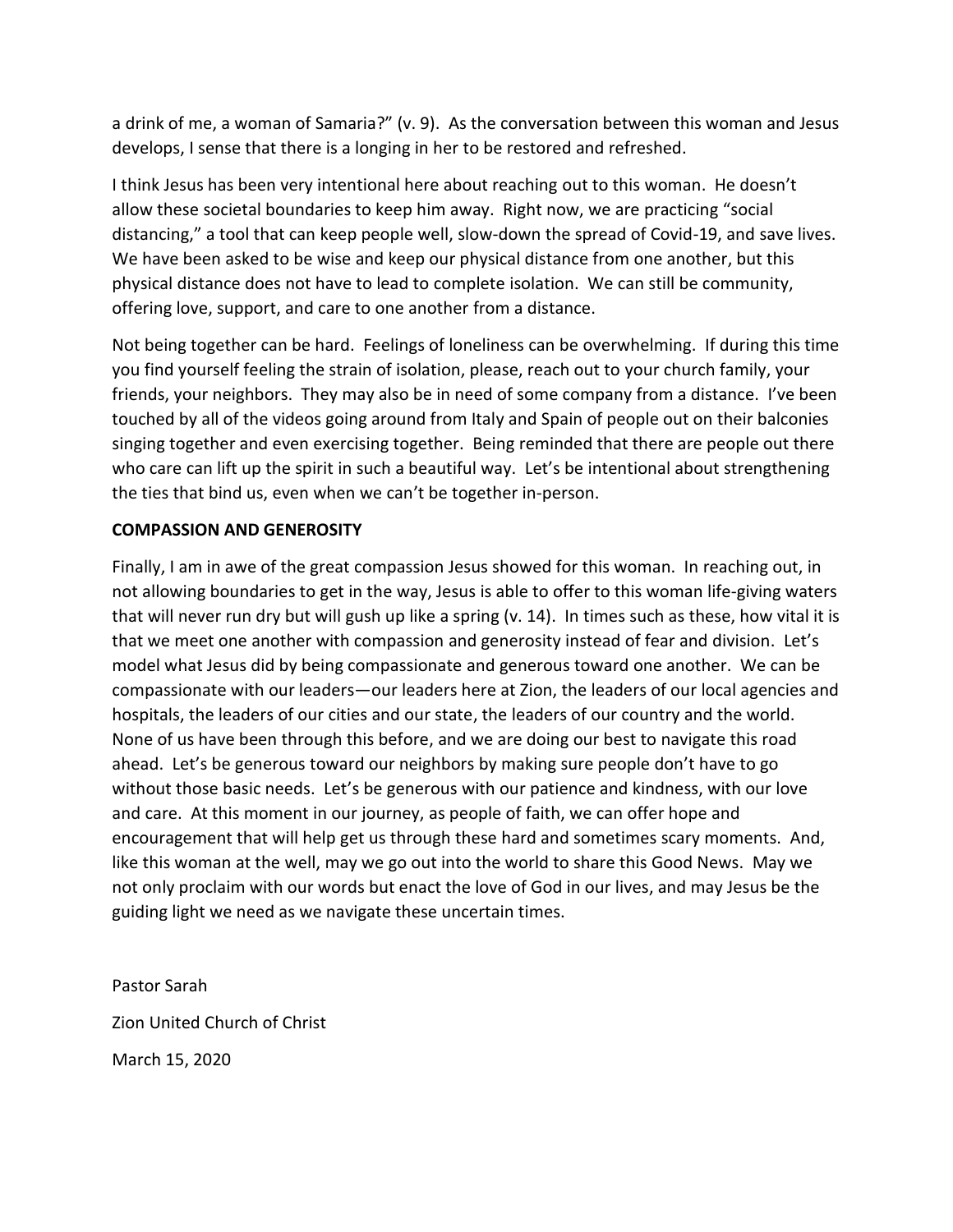a drink of me, a woman of Samaria?" (v. 9). As the conversation between this woman and Jesus develops, I sense that there is a longing in her to be restored and refreshed.

I think Jesus has been very intentional here about reaching out to this woman. He doesn't allow these societal boundaries to keep him away. Right now, we are practicing "social distancing," a tool that can keep people well, slow-down the spread of Covid-19, and save lives. We have been asked to be wise and keep our physical distance from one another, but this physical distance does not have to lead to complete isolation. We can still be community, offering love, support, and care to one another from a distance.

Not being together can be hard. Feelings of loneliness can be overwhelming. If during this time you find yourself feeling the strain of isolation, please, reach out to your church family, your friends, your neighbors. They may also be in need of some company from a distance. I've been touched by all of the videos going around from Italy and Spain of people out on their balconies singing together and even exercising together. Being reminded that there are people out there who care can lift up the spirit in such a beautiful way. Let's be intentional about strengthening the ties that bind us, even when we can't be together in-person.

**COMPASSION AND GENEROSITY**

Finally, I am in awe of the great compassion Jesus showed for this woman. In reaching out, in not allowing boundaries to get in the way, Jesus is able to offer to this woman life-giving waters that will never run dry but will gush up like a spring (v. 14). In times such as these, how vital it is that we meet one another with compassion and generosity instead of fear and division. Let's model what Jesus did by being compassionate and generous toward one another. We can be compassionate with our leaders—our leaders here at Zion, the leaders of our local agencies and hospitals, the leaders of our cities and our state, the leaders of our country and the world. None of us have been through this before, and we are doing our best to navigate this road ahead. Let's be generous toward our neighbors by making sure people don't have to go without those basic needs. Let's be generous with our patience and kindness, with our love and care. At this moment in our journey, as people of faith, we can offer hope and encouragement that will help get us through these hard and sometimes scary moments. And, like this woman at the well, may we go out into the world to share this Good News. May we not only proclaim with our words but enact the love of God in our lives, and may Jesus be the guiding light we need as we navigate these uncertain times.

Pastor Sarah

Zion United Church of Christ

March 15, 2020